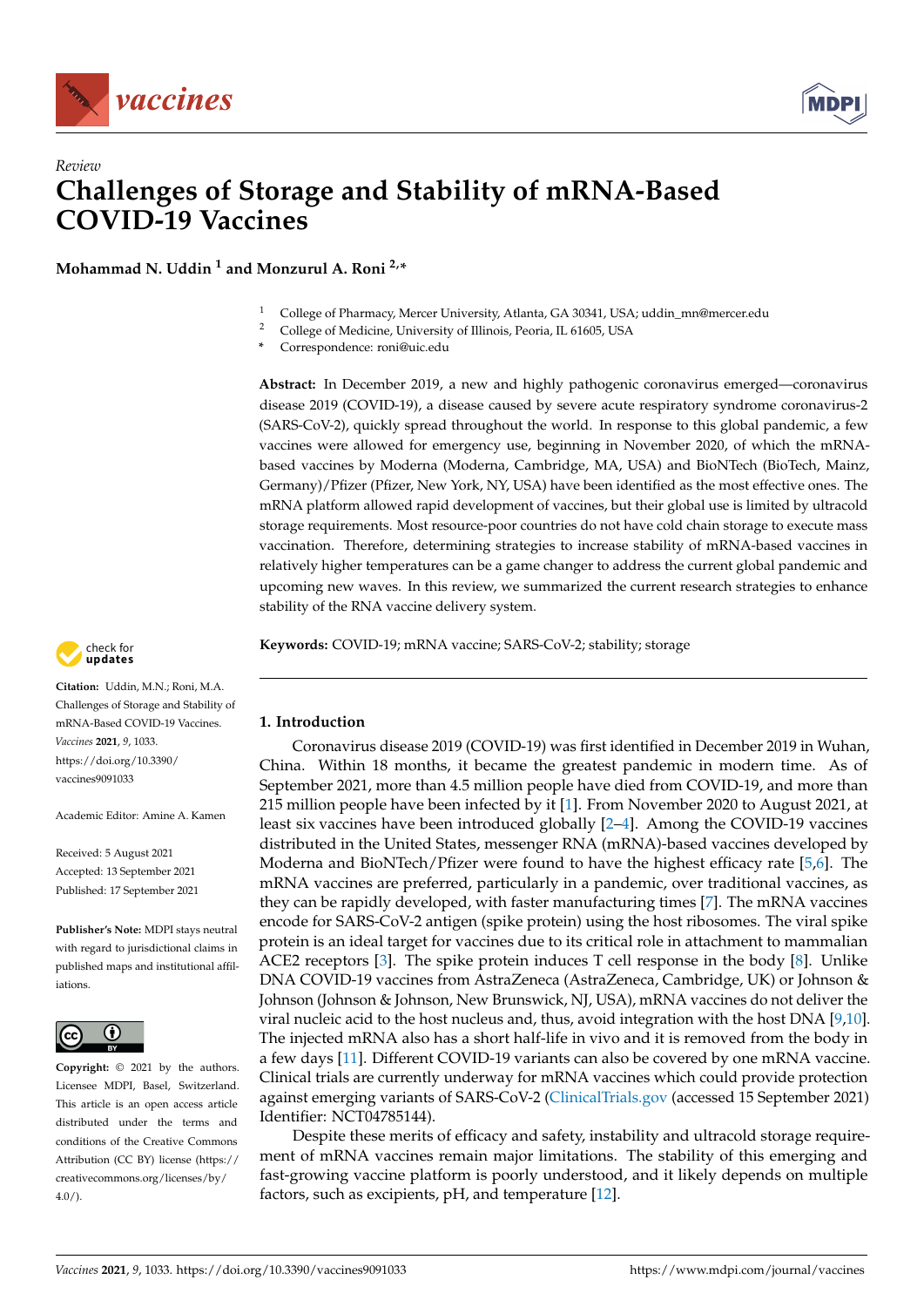*Review*

# Challenges of Storage and Stability of mRNA-Based COVID-19 Vaccines

**Mohammad N. Uddin [1] and Monzurul A. Roni [2,*]**

[1] College of Pharmacy, Mercer University, Atlanta, GA 30341, USA; uddin_mn@mercer.edu
[2] College of Medicine, University of Illinois, Peoria, IL 61605, USA
* Correspondence: roni@uic.edu

**Abstract:** In December 2019, a new and highly pathogenic coronavirus emerged—coronavirus disease 2019 (COVID-19), a disease caused by severe acute respiratory syndrome coronavirus-2 (SARS-CoV-2), quickly spread throughout the world. In response to this global pandemic, a few vaccines were allowed for emergency use, beginning in November 2020, of which the mRNA-based vaccines by Moderna (Moderna, Cambridge, MA, USA) and BioNTech (BioTech, Mainz, Germany)/Pfizer (Pfizer, New York, NY, USA) have been identified as the most effective ones. The mRNA platform allowed rapid development of vaccines, but their global use is limited by ultracold storage requirements. Most resource-poor countries do not have cold chain storage to execute mass vaccination. Therefore, determining strategies to increase stability of mRNA-based vaccines in relatively higher temperatures can be a game changer to address the current global pandemic and upcoming new waves. In this review, we summarized the current research strategies to enhance stability of the RNA vaccine delivery system.

**Keywords:** COVID-19; mRNA vaccine; SARS-CoV-2; stability; storage

**Citation:** Uddin, M.N.; Roni, M.A. Challenges of Storage and Stability of mRNA-Based COVID-19 Vaccines. *Vaccines* **2021**, *9*, 1033. https://doi.org/10.3390/vaccines9091033

Academic Editor: Amine A. Kamen

Received: 5 August 2021
Accepted: 13 September 2021
Published: 17 September 2021

**Publisher's Note:** MDPI stays neutral with regard to jurisdictional claims in published maps and institutional affiliations.

**Copyright:** © 2021 by the authors. Licensee MDPI, Basel, Switzerland. This article is an open access article distributed under the terms and conditions of the Creative Commons Attribution (CC BY) license (https://creativecommons.org/licenses/by/4.0/).

## 1. Introduction

Coronavirus disease 2019 (COVID-19) was first identified in December 2019 in Wuhan, China. Within 18 months, it became the greatest pandemic in modern time. As of September 2021, more than 4.5 million people have died from COVID-19, and more than 215 million people have been infected by it [1]. From November 2020 to August 2021, at least six vaccines have been introduced globally [2–4]. Among the COVID-19 vaccines distributed in the United States, messenger RNA (mRNA)-based vaccines developed by Moderna and BioNTech/Pfizer were found to have the highest efficacy rate [5,6]. The mRNA vaccines are preferred, particularly in a pandemic, over traditional vaccines, as they can be rapidly developed, with faster manufacturing times [7]. The mRNA vaccines encode for SARS-CoV-2 antigen (spike protein) using the host ribosomes. The viral spike protein is an ideal target for vaccines due to its critical role in attachment to mammalian ACE2 receptors [3]. The spike protein induces T cell response in the body [8]. Unlike DNA COVID-19 vaccines from AstraZeneca (AstraZeneca, Cambridge, UK) or Johnson & Johnson (Johnson & Johnson, New Brunswick, NJ, USA), mRNA vaccines do not deliver the viral nucleic acid to the host nucleus and, thus, avoid integration with the host DNA [9,10]. The injected mRNA also has a short half-life in vivo and it is removed from the body in a few days [11]. Different COVID-19 variants can also be covered by one mRNA vaccine. Clinical trials are currently underway for mRNA vaccines which could provide protection against emerging variants of SARS-CoV-2 (ClinicalTrials.gov (accessed 15 September 2021) Identifier: NCT04785144).

Despite these merits of efficacy and safety, instability and ultracold storage requirement of mRNA vaccines remain major limitations. The stability of this emerging and fast-growing vaccine platform is poorly understood, and it likely depends on multiple factors, such as excipients, pH, and temperature [12].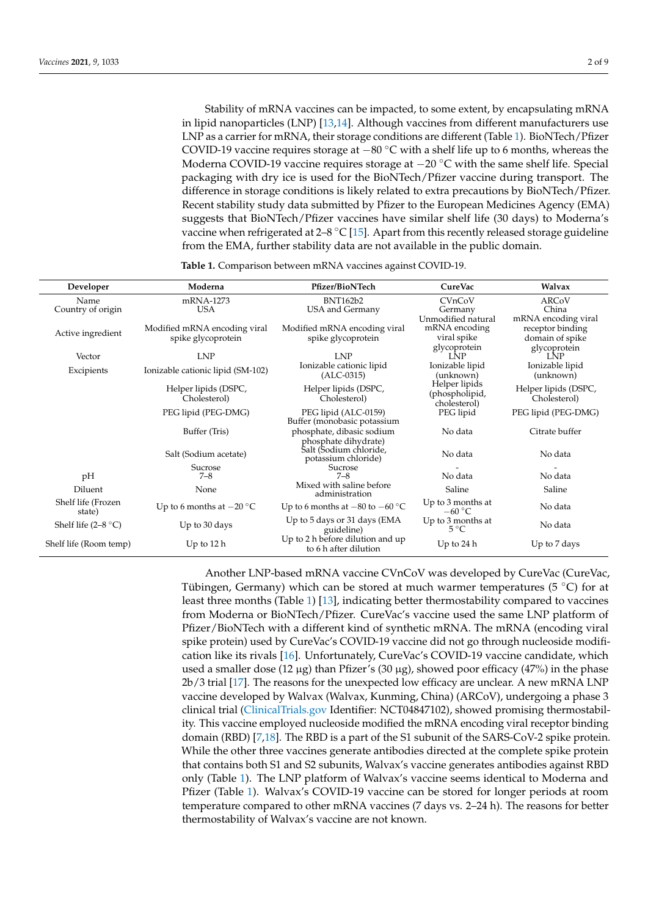Stability of mRNA vaccines can be impacted, to some extent, by encapsulating mRNA in lipid nanoparticles (LNP) [13,14]. Although vaccines from different manufacturers use LNP as a carrier for mRNA, their storage conditions are different (Table 1). BioNTech/Pfizer COVID-19 vaccine requires storage at −80 °C with a shelf life up to 6 months, whereas the Moderna COVID-19 vaccine requires storage at −20 °C with the same shelf life. Special packaging with dry ice is used for the BioNTech/Pfizer vaccine during transport. The difference in storage conditions is likely related to extra precautions by BioNTech/Pfizer. Recent stability study data submitted by Pfizer to the European Medicines Agency (EMA) suggests that BioNTech/Pfizer vaccines have similar shelf life (30 days) to Moderna's vaccine when refrigerated at 2–8 °C [15]. Apart from this recently released storage guideline from the EMA, further stability data are not available in the public domain.

**Table 1.** Comparison between mRNA vaccines against COVID-19.

| Developer | Moderna | Pfizer/BioNTech | CureVac | Walvax |
|---|---|---|---|---|
| Name | mRNA-1273 | BNT162b2 | CVnCoV | ARCoV |
| Country of origin | USA | USA and Germany | Germany | China |
| Active ingredient | Modified mRNA encoding viral spike glycoprotein | Modified mRNA encoding viral spike glycoprotein | Unmodified natural mRNA encoding viral spike glycoprotein | mRNA encoding viral receptor binding domain of spike glycoprotein |
| Vector | LNP | LNP | LNP | LNP |
| Excipients | Ionizable cationic lipid (SM-102) | Ionizable cationic lipid (ALC-0315) | Ionizable lipid (unknown) | Ionizable lipid (unknown) |
| | Helper lipids (DSPC, Cholesterol) | Helper lipids (DSPC, Cholesterol) | Helper lipids (phospholipid, cholesterol) | Helper lipids (DSPC, Cholesterol) |
| | PEG lipid (PEG-DMG) | PEG lipid (ALC-0159) | PEG lipid | PEG lipid (PEG-DMG) |
| | Buffer (Tris) | Buffer (monobasic potassium phosphate, dibasic sodium phosphate dihydrate) | No data | Citrate buffer |
| | Salt (Sodium acetate) | Salt (Sodium chloride, potassium chloride) | No data | No data |
| | Sucrose | Sucrose | - | - |
| pH | 7–8 | 7–8 | No data | No data |
| Diluent | None | Mixed with saline before administration | Saline | Saline |
| Shelf life (Frozen state) | Up to 6 months at −20 °C | Up to 6 months at −80 to −60 °C | Up to 3 months at −60 °C | No data |
| Shelf life (2–8 °C) | Up to 30 days | Up to 5 days or 31 days (EMA guideline) | Up to 3 months at 5 °C | No data |
| Shelf life (Room temp) | Up to 12 h | Up to 2 h before dilution and up to 6 h after dilution | Up to 24 h | Up to 7 days |

Another LNP-based mRNA vaccine CVnCoV was developed by CureVac (CureVac, Tübingen, Germany) which can be stored at much warmer temperatures (5 °C) for at least three months (Table 1) [13], indicating better thermostability compared to vaccines from Moderna or BioNTech/Pfizer. CureVac's vaccine used the same LNP platform of Pfizer/BioNTech with a different kind of synthetic mRNA. The mRNA (encoding viral spike protein) used by CureVac's COVID-19 vaccine did not go through nucleoside modification like its rivals [16]. Unfortunately, CureVac's COVID-19 vaccine candidate, which used a smaller dose (12 µg) than Pfizer's (30 µg), showed poor efficacy (47%) in the phase 2b/3 trial [17]. The reasons for the unexpected low efficacy are unclear. A new mRNA LNP vaccine developed by Walvax (Walvax, Kunming, China) (ARCoV), undergoing a phase 3 clinical trial (ClinicalTrials.gov Identifier: NCT04847102), showed promising thermostability. This vaccine employed nucleoside modified the mRNA encoding viral receptor binding domain (RBD) [7,18]. The RBD is a part of the S1 subunit of the SARS-CoV-2 spike protein. While the other three vaccines generate antibodies directed at the complete spike protein that contains both S1 and S2 subunits, Walvax's vaccine generates antibodies against RBD only (Table 1). The LNP platform of Walvax's vaccine seems identical to Moderna and Pfizer (Table 1). Walvax's COVID-19 vaccine can be stored for longer periods at room temperature compared to other mRNA vaccines (7 days vs. 2–24 h). The reasons for better thermostability of Walvax's vaccine are not known.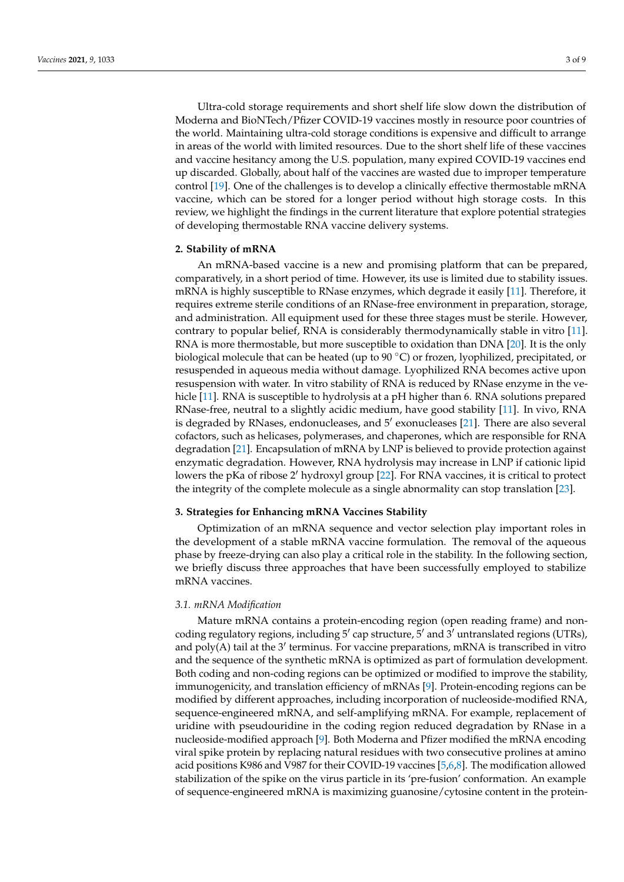Ultra-cold storage requirements and short shelf life slow down the distribution of Moderna and BioNTech/Pfizer COVID-19 vaccines mostly in resource poor countries of the world. Maintaining ultra-cold storage conditions is expensive and difficult to arrange in areas of the world with limited resources. Due to the short shelf life of these vaccines and vaccine hesitancy among the U.S. population, many expired COVID-19 vaccines end up discarded. Globally, about half of the vaccines are wasted due to improper temperature control [19]. One of the challenges is to develop a clinically effective thermostable mRNA vaccine, which can be stored for a longer period without high storage costs. In this review, we highlight the findings in the current literature that explore potential strategies of developing thermostable RNA vaccine delivery systems.

## 2. Stability of mRNA

An mRNA-based vaccine is a new and promising platform that can be prepared, comparatively, in a short period of time. However, its use is limited due to stability issues. mRNA is highly susceptible to RNase enzymes, which degrade it easily [11]. Therefore, it requires extreme sterile conditions of an RNase-free environment in preparation, storage, and administration. All equipment used for these three stages must be sterile. However, contrary to popular belief, RNA is considerably thermodynamically stable in vitro [11]. RNA is more thermostable, but more susceptible to oxidation than DNA [20]. It is the only biological molecule that can be heated (up to 90 °C) or frozen, lyophilized, precipitated, or resuspended in aqueous media without damage. Lyophilized RNA becomes active upon resuspension with water. In vitro stability of RNA is reduced by RNase enzyme in the vehicle [11]. RNA is susceptible to hydrolysis at a pH higher than 6. RNA solutions prepared RNase-free, neutral to a slightly acidic medium, have good stability [11]. In vivo, RNA is degraded by RNases, endonucleases, and 5′ exonucleases [21]. There are also several cofactors, such as helicases, polymerases, and chaperones, which are responsible for RNA degradation [21]. Encapsulation of mRNA by LNP is believed to provide protection against enzymatic degradation. However, RNA hydrolysis may increase in LNP if cationic lipid lowers the pKa of ribose 2′ hydroxyl group [22]. For RNA vaccines, it is critical to protect the integrity of the complete molecule as a single abnormality can stop translation [23].

## 3. Strategies for Enhancing mRNA Vaccines Stability

Optimization of an mRNA sequence and vector selection play important roles in the development of a stable mRNA vaccine formulation. The removal of the aqueous phase by freeze-drying can also play a critical role in the stability. In the following section, we briefly discuss three approaches that have been successfully employed to stabilize mRNA vaccines.

### *3.1. mRNA Modification*

Mature mRNA contains a protein-encoding region (open reading frame) and non-coding regulatory regions, including 5′ cap structure, 5′ and 3′ untranslated regions (UTRs), and poly(A) tail at the 3′ terminus. For vaccine preparations, mRNA is transcribed in vitro and the sequence of the synthetic mRNA is optimized as part of formulation development. Both coding and non-coding regions can be optimized or modified to improve the stability, immunogenicity, and translation efficiency of mRNAs [9]. Protein-encoding regions can be modified by different approaches, including incorporation of nucleoside-modified RNA, sequence-engineered mRNA, and self-amplifying mRNA. For example, replacement of uridine with pseudouridine in the coding region reduced degradation by RNase in a nucleoside-modified approach [9]. Both Moderna and Pfizer modified the mRNA encoding viral spike protein by replacing natural residues with two consecutive prolines at amino acid positions K986 and V987 for their COVID-19 vaccines [5,6,8]. The modification allowed stabilization of the spike on the virus particle in its 'pre-fusion' conformation. An example of sequence-engineered mRNA is maximizing guanosine/cytosine content in the protein-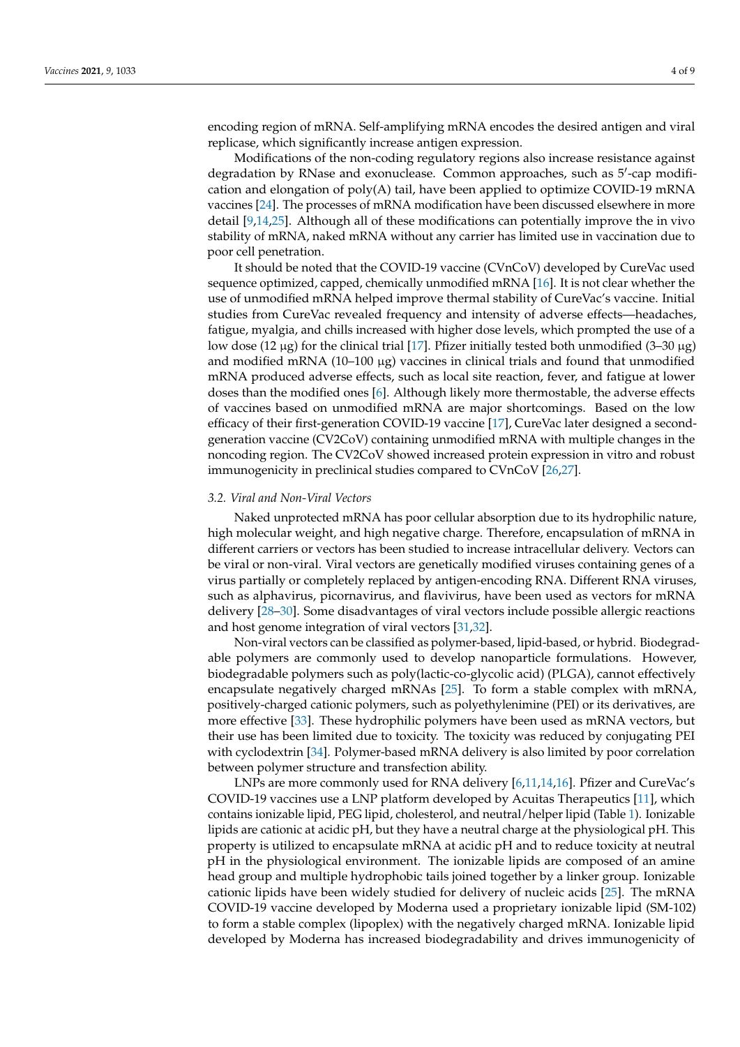encoding region of mRNA. Self-amplifying mRNA encodes the desired antigen and viral replicase, which significantly increase antigen expression.

Modifications of the non-coding regulatory regions also increase resistance against degradation by RNase and exonuclease. Common approaches, such as 5′-cap modification and elongation of poly(A) tail, have been applied to optimize COVID-19 mRNA vaccines [24]. The processes of mRNA modification have been discussed elsewhere in more detail [9,14,25]. Although all of these modifications can potentially improve the in vivo stability of mRNA, naked mRNA without any carrier has limited use in vaccination due to poor cell penetration.

It should be noted that the COVID-19 vaccine (CVnCoV) developed by CureVac used sequence optimized, capped, chemically unmodified mRNA [16]. It is not clear whether the use of unmodified mRNA helped improve thermal stability of CureVac's vaccine. Initial studies from CureVac revealed frequency and intensity of adverse effects—headaches, fatigue, myalgia, and chills increased with higher dose levels, which prompted the use of a low dose (12 µg) for the clinical trial [17]. Pfizer initially tested both unmodified (3–30 µg) and modified mRNA (10–100 µg) vaccines in clinical trials and found that unmodified mRNA produced adverse effects, such as local site reaction, fever, and fatigue at lower doses than the modified ones [6]. Although likely more thermostable, the adverse effects of vaccines based on unmodified mRNA are major shortcomings. Based on the low efficacy of their first-generation COVID-19 vaccine [17], CureVac later designed a second-generation vaccine (CV2CoV) containing unmodified mRNA with multiple changes in the noncoding region. The CV2CoV showed increased protein expression in vitro and robust immunogenicity in preclinical studies compared to CVnCoV [26,27].

### 3.2. Viral and Non-Viral Vectors

Naked unprotected mRNA has poor cellular absorption due to its hydrophilic nature, high molecular weight, and high negative charge. Therefore, encapsulation of mRNA in different carriers or vectors has been studied to increase intracellular delivery. Vectors can be viral or non-viral. Viral vectors are genetically modified viruses containing genes of a virus partially or completely replaced by antigen-encoding RNA. Different RNA viruses, such as alphavirus, picornavirus, and flavivirus, have been used as vectors for mRNA delivery [28–30]. Some disadvantages of viral vectors include possible allergic reactions and host genome integration of viral vectors [31,32].

Non-viral vectors can be classified as polymer-based, lipid-based, or hybrid. Biodegradable polymers are commonly used to develop nanoparticle formulations. However, biodegradable polymers such as poly(lactic-co-glycolic acid) (PLGA), cannot effectively encapsulate negatively charged mRNAs [25]. To form a stable complex with mRNA, positively-charged cationic polymers, such as polyethylenimine (PEI) or its derivatives, are more effective [33]. These hydrophilic polymers have been used as mRNA vectors, but their use has been limited due to toxicity. The toxicity was reduced by conjugating PEI with cyclodextrin [34]. Polymer-based mRNA delivery is also limited by poor correlation between polymer structure and transfection ability.

LNPs are more commonly used for RNA delivery [6,11,14,16]. Pfizer and CureVac's COVID-19 vaccines use a LNP platform developed by Acuitas Therapeutics [11], which contains ionizable lipid, PEG lipid, cholesterol, and neutral/helper lipid (Table 1). Ionizable lipids are cationic at acidic pH, but they have a neutral charge at the physiological pH. This property is utilized to encapsulate mRNA at acidic pH and to reduce toxicity at neutral pH in the physiological environment. The ionizable lipids are composed of an amine head group and multiple hydrophobic tails joined together by a linker group. Ionizable cationic lipids have been widely studied for delivery of nucleic acids [25]. The mRNA COVID-19 vaccine developed by Moderna used a proprietary ionizable lipid (SM-102) to form a stable complex (lipoplex) with the negatively charged mRNA. Ionizable lipid developed by Moderna has increased biodegradability and drives immunogenicity of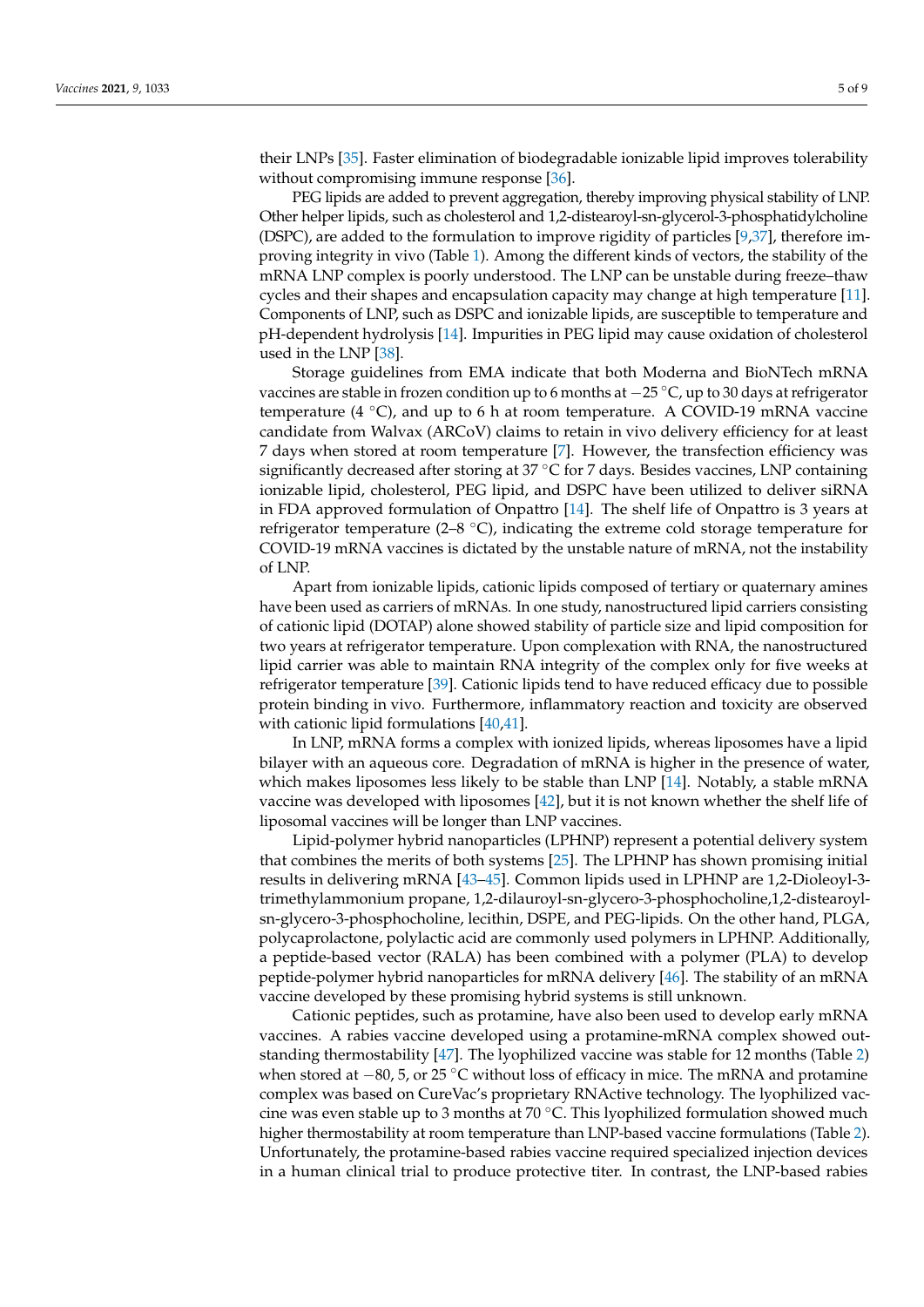their LNPs [35]. Faster elimination of biodegradable ionizable lipid improves tolerability without compromising immune response [36].

PEG lipids are added to prevent aggregation, thereby improving physical stability of LNP. Other helper lipids, such as cholesterol and 1,2-distearoyl-sn-glycerol-3-phosphatidylcholine (DSPC), are added to the formulation to improve rigidity of particles [9,37], therefore improving integrity in vivo (Table 1). Among the different kinds of vectors, the stability of the mRNA LNP complex is poorly understood. The LNP can be unstable during freeze–thaw cycles and their shapes and encapsulation capacity may change at high temperature [11]. Components of LNP, such as DSPC and ionizable lipids, are susceptible to temperature and pH-dependent hydrolysis [14]. Impurities in PEG lipid may cause oxidation of cholesterol used in the LNP [38].

Storage guidelines from EMA indicate that both Moderna and BioNTech mRNA vaccines are stable in frozen condition up to 6 months at −25 °C, up to 30 days at refrigerator temperature (4 °C), and up to 6 h at room temperature. A COVID-19 mRNA vaccine candidate from Walvax (ARCoV) claims to retain in vivo delivery efficiency for at least 7 days when stored at room temperature [7]. However, the transfection efficiency was significantly decreased after storing at 37 °C for 7 days. Besides vaccines, LNP containing ionizable lipid, cholesterol, PEG lipid, and DSPC have been utilized to deliver siRNA in FDA approved formulation of Onpattro [14]. The shelf life of Onpattro is 3 years at refrigerator temperature (2–8 °C), indicating the extreme cold storage temperature for COVID-19 mRNA vaccines is dictated by the unstable nature of mRNA, not the instability of LNP.

Apart from ionizable lipids, cationic lipids composed of tertiary or quaternary amines have been used as carriers of mRNAs. In one study, nanostructured lipid carriers consisting of cationic lipid (DOTAP) alone showed stability of particle size and lipid composition for two years at refrigerator temperature. Upon complexation with RNA, the nanostructured lipid carrier was able to maintain RNA integrity of the complex only for five weeks at refrigerator temperature [39]. Cationic lipids tend to have reduced efficacy due to possible protein binding in vivo. Furthermore, inflammatory reaction and toxicity are observed with cationic lipid formulations [40,41].

In LNP, mRNA forms a complex with ionized lipids, whereas liposomes have a lipid bilayer with an aqueous core. Degradation of mRNA is higher in the presence of water, which makes liposomes less likely to be stable than LNP [14]. Notably, a stable mRNA vaccine was developed with liposomes [42], but it is not known whether the shelf life of liposomal vaccines will be longer than LNP vaccines.

Lipid-polymer hybrid nanoparticles (LPHNP) represent a potential delivery system that combines the merits of both systems [25]. The LPHNP has shown promising initial results in delivering mRNA [43–45]. Common lipids used in LPHNP are 1,2-Dioleoyl-3-trimethylammonium propane, 1,2-dilauroyl-sn-glycero-3-phosphocholine,1,2-distearoyl-sn-glycero-3-phosphocholine, lecithin, DSPE, and PEG-lipids. On the other hand, PLGA, polycaprolactone, polylactic acid are commonly used polymers in LPHNP. Additionally, a peptide-based vector (RALA) has been combined with a polymer (PLA) to develop peptide-polymer hybrid nanoparticles for mRNA delivery [46]. The stability of an mRNA vaccine developed by these promising hybrid systems is still unknown.

Cationic peptides, such as protamine, have also been used to develop early mRNA vaccines. A rabies vaccine developed using a protamine-mRNA complex showed outstanding thermostability [47]. The lyophilized vaccine was stable for 12 months (Table 2) when stored at −80, 5, or 25 °C without loss of efficacy in mice. The mRNA and protamine complex was based on CureVac's proprietary RNActive technology. The lyophilized vaccine was even stable up to 3 months at 70 °C. This lyophilized formulation showed much higher thermostability at room temperature than LNP-based vaccine formulations (Table 2). Unfortunately, the protamine-based rabies vaccine required specialized injection devices in a human clinical trial to produce protective titer. In contrast, the LNP-based rabies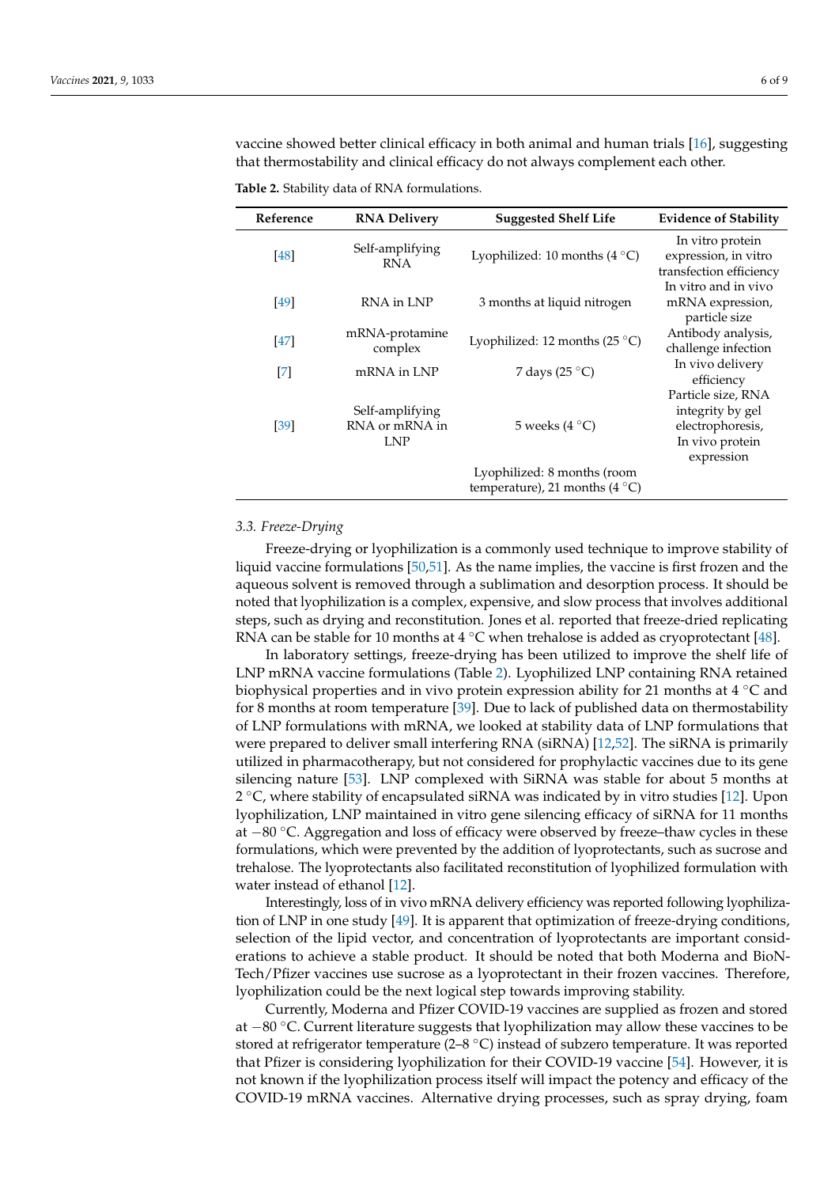vaccine showed better clinical efficacy in both animal and human trials [16], suggesting that thermostability and clinical efficacy do not always complement each other.

**Table 2.** Stability data of RNA formulations.

| Reference | RNA Delivery | Suggested Shelf Life | Evidence of Stability |
|---|---|---|---|
| [48] | Self-amplifying RNA | Lyophilized: 10 months (4 °C) | In vitro protein expression, in vitro transfection efficiency |
| [49] | RNA in LNP | 3 months at liquid nitrogen | In vitro and in vivo mRNA expression, particle size |
| [47] | mRNA-protamine complex | Lyophilized: 12 months (25 °C) | Antibody analysis, challenge infection |
| [7] | mRNA in LNP | 7 days (25 °C) | In vivo delivery efficiency |
| [39] | Self-amplifying RNA or mRNA in LNP | 5 weeks (4 °C) | Particle size, RNA integrity by gel electrophoresis, In vivo protein expression |
| | | Lyophilized: 8 months (room temperature), 21 months (4 °C) | |

### 3.3. Freeze-Drying

Freeze-drying or lyophilization is a commonly used technique to improve stability of liquid vaccine formulations [50,51]. As the name implies, the vaccine is first frozen and the aqueous solvent is removed through a sublimation and desorption process. It should be noted that lyophilization is a complex, expensive, and slow process that involves additional steps, such as drying and reconstitution. Jones et al. reported that freeze-dried replicating RNA can be stable for 10 months at 4 °C when trehalose is added as cryoprotectant [48].

In laboratory settings, freeze-drying has been utilized to improve the shelf life of LNP mRNA vaccine formulations (Table 2). Lyophilized LNP containing RNA retained biophysical properties and in vivo protein expression ability for 21 months at 4 °C and for 8 months at room temperature [39]. Due to lack of published data on thermostability of LNP formulations with mRNA, we looked at stability data of LNP formulations that were prepared to deliver small interfering RNA (siRNA) [12,52]. The siRNA is primarily utilized in pharmacotherapy, but not considered for prophylactic vaccines due to its gene silencing nature [53]. LNP complexed with SiRNA was stable for about 5 months at 2 °C, where stability of encapsulated siRNA was indicated by in vitro studies [12]. Upon lyophilization, LNP maintained in vitro gene silencing efficacy of siRNA for 11 months at −80 °C. Aggregation and loss of efficacy were observed by freeze–thaw cycles in these formulations, which were prevented by the addition of lyoprotectants, such as sucrose and trehalose. The lyoprotectants also facilitated reconstitution of lyophilized formulation with water instead of ethanol [12].

Interestingly, loss of in vivo mRNA delivery efficiency was reported following lyophilization of LNP in one study [49]. It is apparent that optimization of freeze-drying conditions, selection of the lipid vector, and concentration of lyoprotectants are important considerations to achieve a stable product. It should be noted that both Moderna and BioNTech/Pfizer vaccines use sucrose as a lyoprotectant in their frozen vaccines. Therefore, lyophilization could be the next logical step towards improving stability.

Currently, Moderna and Pfizer COVID-19 vaccines are supplied as frozen and stored at −80 °C. Current literature suggests that lyophilization may allow these vaccines to be stored at refrigerator temperature (2–8 °C) instead of subzero temperature. It was reported that Pfizer is considering lyophilization for their COVID-19 vaccine [54]. However, it is not known if the lyophilization process itself will impact the potency and efficacy of the COVID-19 mRNA vaccines. Alternative drying processes, such as spray drying, foam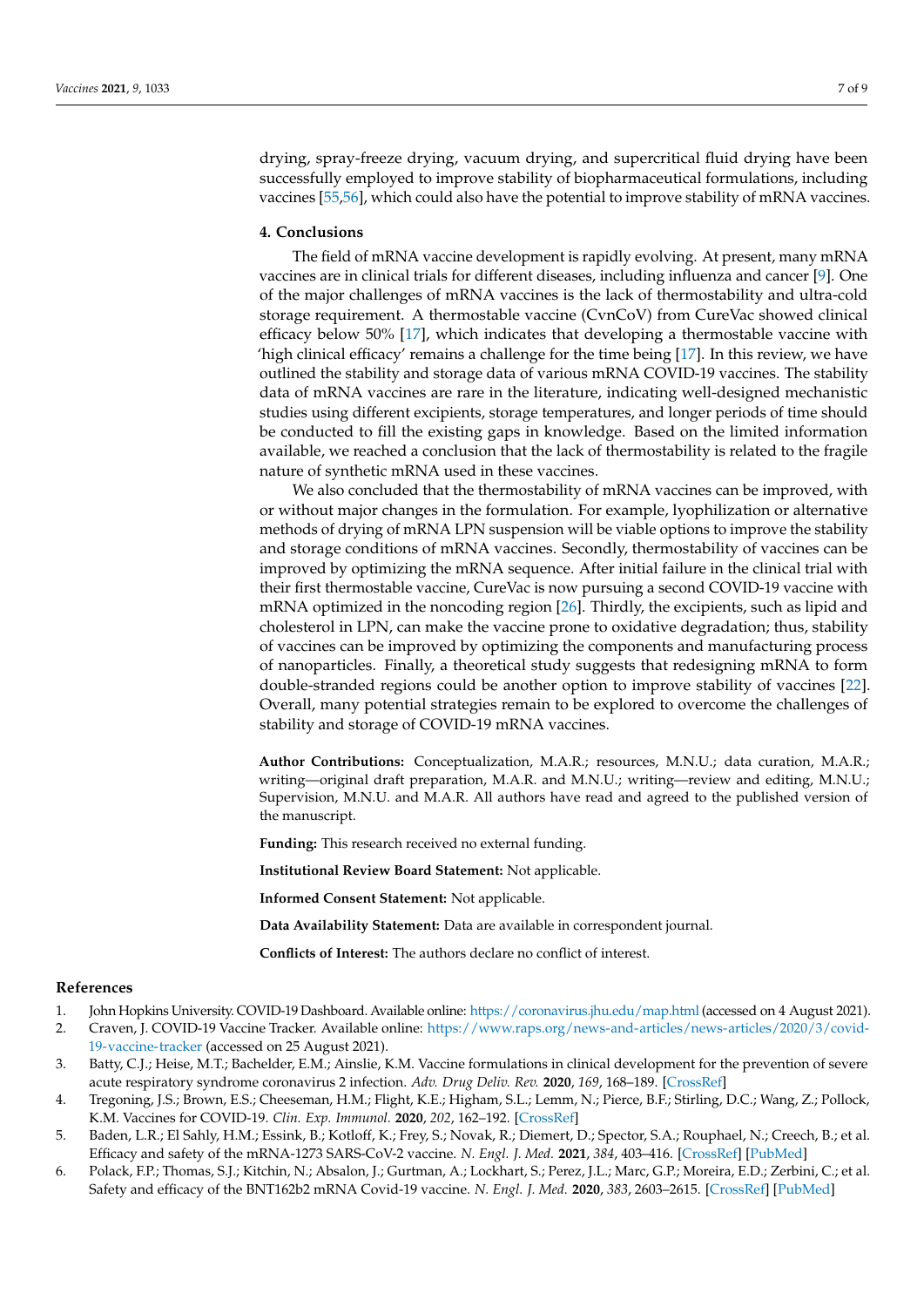drying, spray-freeze drying, vacuum drying, and supercritical fluid drying have been successfully employed to improve stability of biopharmaceutical formulations, including vaccines [55,56], which could also have the potential to improve stability of mRNA vaccines.

## 4. Conclusions

The field of mRNA vaccine development is rapidly evolving. At present, many mRNA vaccines are in clinical trials for different diseases, including influenza and cancer [9]. One of the major challenges of mRNA vaccines is the lack of thermostability and ultra-cold storage requirement. A thermostable vaccine (CvnCoV) from CureVac showed clinical efficacy below 50% [17], which indicates that developing a thermostable vaccine with 'high clinical efficacy' remains a challenge for the time being [17]. In this review, we have outlined the stability and storage data of various mRNA COVID-19 vaccines. The stability data of mRNA vaccines are rare in the literature, indicating well-designed mechanistic studies using different excipients, storage temperatures, and longer periods of time should be conducted to fill the existing gaps in knowledge. Based on the limited information available, we reached a conclusion that the lack of thermostability is related to the fragile nature of synthetic mRNA used in these vaccines.

We also concluded that the thermostability of mRNA vaccines can be improved, with or without major changes in the formulation. For example, lyophilization or alternative methods of drying of mRNA LPN suspension will be viable options to improve the stability and storage conditions of mRNA vaccines. Secondly, thermostability of vaccines can be improved by optimizing the mRNA sequence. After initial failure in the clinical trial with their first thermostable vaccine, CureVac is now pursuing a second COVID-19 vaccine with mRNA optimized in the noncoding region [26]. Thirdly, the excipients, such as lipid and cholesterol in LPN, can make the vaccine prone to oxidative degradation; thus, stability of vaccines can be improved by optimizing the components and manufacturing process of nanoparticles. Finally, a theoretical study suggests that redesigning mRNA to form double-stranded regions could be another option to improve stability of vaccines [22]. Overall, many potential strategies remain to be explored to overcome the challenges of stability and storage of COVID-19 mRNA vaccines.

**Author Contributions:** Conceptualization, M.A.R.; resources, M.N.U.; data curation, M.A.R.; writing—original draft preparation, M.A.R. and M.N.U.; writing—review and editing, M.N.U.; Supervision, M.N.U. and M.A.R. All authors have read and agreed to the published version of the manuscript.

**Funding:** This research received no external funding.

**Institutional Review Board Statement:** Not applicable.

**Informed Consent Statement:** Not applicable.

**Data Availability Statement:** Data are available in correspondent journal.

**Conflicts of Interest:** The authors declare no conflict of interest.

## References

1. John Hopkins University. COVID-19 Dashboard. Available online: https://coronavirus.jhu.edu/map.html (accessed on 4 August 2021).
2. Craven, J. COVID-19 Vaccine Tracker. Available online: https://www.raps.org/news-and-articles/news-articles/2020/3/covid-19-vaccine-tracker (accessed on 25 August 2021).
3. Batty, C.J.; Heise, M.T.; Bachelder, E.M.; Ainslie, K.M. Vaccine formulations in clinical development for the prevention of severe acute respiratory syndrome coronavirus 2 infection. *Adv. Drug Deliv. Rev.* **2020**, *169*, 168–189. [CrossRef]
4. Tregoning, J.S.; Brown, E.S.; Cheeseman, H.M.; Flight, K.E.; Higham, S.L.; Lemm, N.; Pierce, B.F.; Stirling, D.C.; Wang, Z.; Pollock, K.M. Vaccines for COVID-19. *Clin. Exp. Immunol.* **2020**, *202*, 162–192. [CrossRef]
5. Baden, L.R.; El Sahly, H.M.; Essink, B.; Kotloff, K.; Frey, S.; Novak, R.; Diemert, D.; Spector, S.A.; Rouphael, N.; Creech, B.; et al. Efficacy and safety of the mRNA-1273 SARS-CoV-2 vaccine. *N. Engl. J. Med.* **2021**, *384*, 403–416. [CrossRef] [PubMed]
6. Polack, F.P.; Thomas, S.J.; Kitchin, N.; Absalon, J.; Gurtman, A.; Lockhart, S.; Perez, J.L.; Marc, G.P.; Moreira, E.D.; Zerbini, C.; et al. Safety and efficacy of the BNT162b2 mRNA Covid-19 vaccine. *N. Engl. J. Med.* **2020**, *383*, 2603–2615. [CrossRef] [PubMed]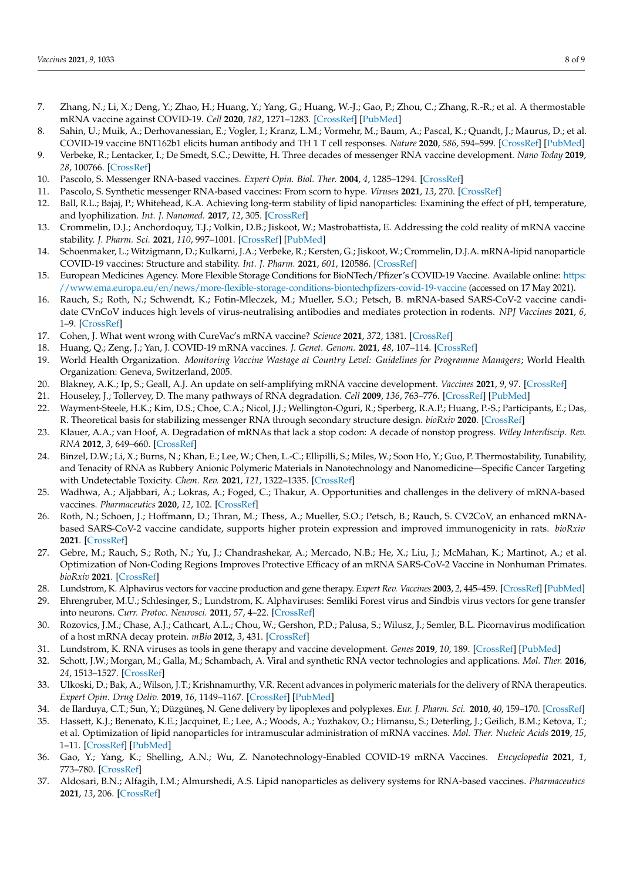7. Zhang, N.; Li, X.; Deng, Y.; Zhao, H.; Huang, Y.; Yang, G.; Huang, W.-J.; Gao, P.; Zhou, C.; Zhang, R.-R.; et al. A thermostable mRNA vaccine against COVID-19. *Cell* **2020**, *182*, 1271–1283. [CrossRef] [PubMed]
8. Sahin, U.; Muik, A.; Derhovanessian, E.; Vogler, I.; Kranz, L.M.; Vormehr, M.; Baum, A.; Pascal, K.; Quandt, J.; Maurus, D.; et al. COVID-19 vaccine BNT162b1 elicits human antibody and TH 1 T cell responses. *Nature* **2020**, *586*, 594–599. [CrossRef] [PubMed]
9. Verbeke, R.; Lentacker, I.; De Smedt, S.C.; Dewitte, H. Three decades of messenger RNA vaccine development. *Nano Today* **2019**, *28*, 100766. [CrossRef]
10. Pascolo, S. Messenger RNA-based vaccines. *Expert Opin. Biol. Ther.* **2004**, *4*, 1285–1294. [CrossRef]
11. Pascolo, S. Synthetic messenger RNA-based vaccines: From scorn to hype. *Viruses* **2021**, *13*, 270. [CrossRef]
12. Ball, R.L.; Bajaj, P.; Whitehead, K.A. Achieving long-term stability of lipid nanoparticles: Examining the effect of pH, temperature, and lyophilization. *Int. J. Nanomed.* **2017**, *12*, 305. [CrossRef]
13. Crommelin, D.J.; Anchordoquy, T.J.; Volkin, D.B.; Jiskoot, W.; Mastrobattista, E. Addressing the cold reality of mRNA vaccine stability. *J. Pharm. Sci.* **2021**, *110*, 997–1001. [CrossRef] [PubMed]
14. Schoenmaker, L.; Witzigmann, D.; Kulkarni, J.A.; Verbeke, R.; Kersten, G.; Jiskoot, W.; Crommelin, D.J.A. mRNA-lipid nanoparticle COVID-19 vaccines: Structure and stability. *Int. J. Pharm.* **2021**, *601*, 120586. [CrossRef]
15. European Medicines Agency. More Flexible Storage Conditions for BioNTech/Pfizer's COVID-19 Vaccine. Available online: https://www.ema.europa.eu/en/news/more-flexible-storage-conditions-biontechpfizers-covid-19-vaccine (accessed on 17 May 2021).
16. Rauch, S.; Roth, N.; Schwendt, K.; Fotin-Mleczek, M.; Mueller, S.O.; Petsch, B. mRNA-based SARS-CoV-2 vaccine candidate CVnCoV induces high levels of virus-neutralising antibodies and mediates protection in rodents. *NPJ Vaccines* **2021**, *6*, 1–9. [CrossRef]
17. Cohen, J. What went wrong with CureVac's mRNA vaccine? *Science* **2021**, *372*, 1381. [CrossRef]
18. Huang, Q.; Zeng, J.; Yan, J. COVID-19 mRNA vaccines. *J. Genet. Genom.* **2021**, *48*, 107–114. [CrossRef]
19. World Health Organization. *Monitoring Vaccine Wastage at Country Level: Guidelines for Programme Managers*; World Health Organization: Geneva, Switzerland, 2005.
20. Blakney, A.K.; Ip, S.; Geall, A.J. An update on self-amplifying mRNA vaccine development. *Vaccines* **2021**, *9*, 97. [CrossRef]
21. Houseley, J.; Tollervey, D. The many pathways of RNA degradation. *Cell* **2009**, *136*, 763–776. [CrossRef] [PubMed]
22. Wayment-Steele, H.K.; Kim, D.S.; Choe, C.A.; Nicol, J.J.; Wellington-Oguri, R.; Sperberg, R.A.P.; Huang, P.-S.; Participants, E.; Das, R. Theoretical basis for stabilizing messenger RNA through secondary structure design. *bioRxiv* **2020**. [CrossRef]
23. Klauer, A.A.; van Hoof, A. Degradation of mRNAs that lack a stop codon: A decade of nonstop progress. *Wiley Interdiscip. Rev. RNA* **2012**, *3*, 649–660. [CrossRef]
24. Binzel, D.W.; Li, X.; Burns, N.; Khan, E.; Lee, W.; Chen, L.-C.; Ellipilli, S.; Miles, W.; Soon Ho, Y.; Guo, P. Thermostability, Tunability, and Tenacity of RNA as Rubbery Anionic Polymeric Materials in Nanotechnology and Nanomedicine—Specific Cancer Targeting with Undetectable Toxicity. *Chem. Rev.* **2021**, *121*, 1322–1335. [CrossRef]
25. Wadhwa, A.; Aljabbari, A.; Lokras, A.; Foged, C.; Thakur, A. Opportunities and challenges in the delivery of mRNA-based vaccines. *Pharmaceutics* **2020**, *12*, 102. [CrossRef]
26. Roth, N.; Schoen, J.; Hoffmann, D.; Thran, M.; Thess, A.; Mueller, S.O.; Petsch, B.; Rauch, S. CV2CoV, an enhanced mRNA-based SARS-CoV-2 vaccine candidate, supports higher protein expression and improved immunogenicity in rats. *bioRxiv* **2021**. [CrossRef]
27. Gebre, M.; Rauch, S.; Roth, N.; Yu, J.; Chandrashekar, A.; Mercado, N.B.; He, X.; Liu, J.; McMahan, K.; Martinot, A.; et al. Optimization of Non-Coding Regions Improves Protective Efficacy of an mRNA SARS-CoV-2 Vaccine in Nonhuman Primates. *bioRxiv* **2021**. [CrossRef]
28. Lundstrom, K. Alphavirus vectors for vaccine production and gene therapy. *Expert Rev. Vaccines* **2003**, *2*, 445–459. [CrossRef] [PubMed]
29. Ehrengruber, M.U.; Schlesinger, S.; Lundstrom, K. Alphaviruses: Semliki Forest virus and Sindbis virus vectors for gene transfer into neurons. *Curr. Protoc. Neurosci.* **2011**, *57*, 4–22. [CrossRef]
30. Rozovics, J.M.; Chase, A.J.; Cathcart, A.L.; Chou, W.; Gershon, P.D.; Palusa, S.; Wilusz, J.; Semler, B.L. Picornavirus modification of a host mRNA decay protein. *mBio* **2012**, *3*, 431. [CrossRef]
31. Lundstrom, K. RNA viruses as tools in gene therapy and vaccine development. *Genes* **2019**, *10*, 189. [CrossRef] [PubMed]
32. Schott, J.W.; Morgan, M.; Galla, M.; Schambach, A. Viral and synthetic RNA vector technologies and applications. *Mol. Ther.* **2016**, *24*, 1513–1527. [CrossRef]
33. Ulkoski, D.; Bak, A.; Wilson, J.T.; Krishnamurthy, V.R. Recent advances in polymeric materials for the delivery of RNA therapeutics. *Expert Opin. Drug Deliv.* **2019**, *16*, 1149–1167. [CrossRef] [PubMed]
34. de Ilarduya, C.T.; Sun, Y.; Düzgüneş, N. Gene delivery by lipoplexes and polyplexes. *Eur. J. Pharm. Sci.* **2010**, *40*, 159–170. [CrossRef]
35. Hassett, K.J.; Benenato, K.E.; Jacquinet, E.; Lee, A.; Woods, A.; Yuzhakov, O.; Himansu, S.; Deterling, J.; Geilich, B.M.; Ketova, T.; et al. Optimization of lipid nanoparticles for intramuscular administration of mRNA vaccines. *Mol. Ther. Nucleic Acids* **2019**, *15*, 1–11. [CrossRef] [PubMed]
36. Gao, Y.; Yang, K.; Shelling, A.N.; Wu, Z. Nanotechnology-Enabled COVID-19 mRNA Vaccines. *Encyclopedia* **2021**, *1*, 773–780. [CrossRef]
37. Aldosari, B.N.; Alfagih, I.M.; Almurshedi, A.S. Lipid nanoparticles as delivery systems for RNA-based vaccines. *Pharmaceutics* **2021**, *13*, 206. [CrossRef]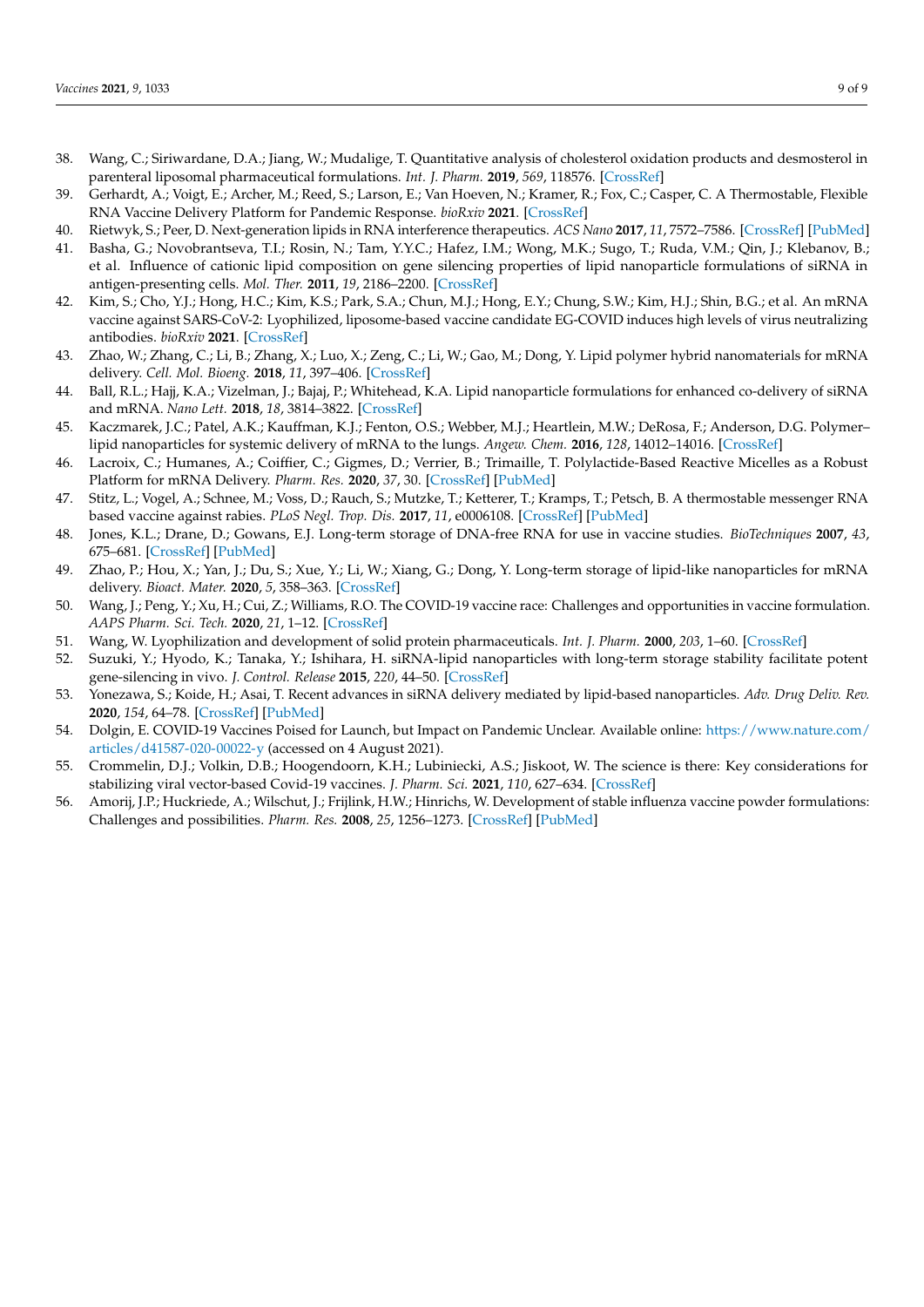38. Wang, C.; Siriwardane, D.A.; Jiang, W.; Mudalige, T. Quantitative analysis of cholesterol oxidation products and desmosterol in parenteral liposomal pharmaceutical formulations. *Int. J. Pharm.* **2019**, *569*, 118576. [CrossRef]
39. Gerhardt, A.; Voigt, E.; Archer, M.; Reed, S.; Larson, E.; Van Hoeven, N.; Kramer, R.; Fox, C.; Casper, C. A Thermostable, Flexible RNA Vaccine Delivery Platform for Pandemic Response. *bioRxiv* **2021**. [CrossRef]
40. Rietwyk, S.; Peer, D. Next-generation lipids in RNA interference therapeutics. *ACS Nano* **2017**, *11*, 7572–7586. [CrossRef] [PubMed]
41. Basha, G.; Novobrantseva, T.I.; Rosin, N.; Tam, Y.Y.C.; Hafez, I.M.; Wong, M.K.; Sugo, T.; Ruda, V.M.; Qin, J.; Klebanov, B.; et al. Influence of cationic lipid composition on gene silencing properties of lipid nanoparticle formulations of siRNA in antigen-presenting cells. *Mol. Ther.* **2011**, *19*, 2186–2200. [CrossRef]
42. Kim, S.; Cho, Y.J.; Hong, H.C.; Kim, K.S.; Park, S.A.; Chun, M.J.; Hong, E.Y.; Chung, S.W.; Kim, H.J.; Shin, B.G.; et al. An mRNA vaccine against SARS-CoV-2: Lyophilized, liposome-based vaccine candidate EG-COVID induces high levels of virus neutralizing antibodies. *bioRxiv* **2021**. [CrossRef]
43. Zhao, W.; Zhang, C.; Li, B.; Zhang, X.; Luo, X.; Zeng, C.; Li, W.; Gao, M.; Dong, Y. Lipid polymer hybrid nanomaterials for mRNA delivery. *Cell. Mol. Bioeng.* **2018**, *11*, 397–406. [CrossRef]
44. Ball, R.L.; Hajj, K.A.; Vizelman, J.; Bajaj, P.; Whitehead, K.A. Lipid nanoparticle formulations for enhanced co-delivery of siRNA and mRNA. *Nano Lett.* **2018**, *18*, 3814–3822. [CrossRef]
45. Kaczmarek, J.C.; Patel, A.K.; Kauffman, K.J.; Fenton, O.S.; Webber, M.J.; Heartlein, M.W.; DeRosa, F.; Anderson, D.G. Polymer–lipid nanoparticles for systemic delivery of mRNA to the lungs. *Angew. Chem.* **2016**, *128*, 14012–14016. [CrossRef]
46. Lacroix, C.; Humanes, A.; Coiffier, C.; Gigmes, D.; Verrier, B.; Trimaille, T. Polylactide-Based Reactive Micelles as a Robust Platform for mRNA Delivery. *Pharm. Res.* **2020**, *37*, 30. [CrossRef] [PubMed]
47. Stitz, L.; Vogel, A.; Schnee, M.; Voss, D.; Rauch, S.; Mutzke, T.; Ketterer, T.; Kramps, T.; Petsch, B. A thermostable messenger RNA based vaccine against rabies. *PLoS Negl. Trop. Dis.* **2017**, *11*, e0006108. [CrossRef] [PubMed]
48. Jones, K.L.; Drane, D.; Gowans, E.J. Long-term storage of DNA-free RNA for use in vaccine studies. *BioTechniques* **2007**, *43*, 675–681. [CrossRef] [PubMed]
49. Zhao, P.; Hou, X.; Yan, J.; Du, S.; Xue, Y.; Li, W.; Xiang, G.; Dong, Y. Long-term storage of lipid-like nanoparticles for mRNA delivery. *Bioact. Mater.* **2020**, *5*, 358–363. [CrossRef]
50. Wang, J.; Peng, Y.; Xu, H.; Cui, Z.; Williams, R.O. The COVID-19 vaccine race: Challenges and opportunities in vaccine formulation. *AAPS Pharm. Sci. Tech.* **2020**, *21*, 1–12. [CrossRef]
51. Wang, W. Lyophilization and development of solid protein pharmaceuticals. *Int. J. Pharm.* **2000**, *203*, 1–60. [CrossRef]
52. Suzuki, Y.; Hyodo, K.; Tanaka, Y.; Ishihara, H. siRNA-lipid nanoparticles with long-term storage stability facilitate potent gene-silencing in vivo. *J. Control. Release* **2015**, *220*, 44–50. [CrossRef]
53. Yonezawa, S.; Koide, H.; Asai, T. Recent advances in siRNA delivery mediated by lipid-based nanoparticles. *Adv. Drug Deliv. Rev.* **2020**, *154*, 64–78. [CrossRef] [PubMed]
54. Dolgin, E. COVID-19 Vaccines Poised for Launch, but Impact on Pandemic Unclear. Available online: https://www.nature.com/articles/d41587-020-00022-y (accessed on 4 August 2021).
55. Crommelin, D.J.; Volkin, D.B.; Hoogendoorn, K.H.; Lubiniecki, A.S.; Jiskoot, W. The science is there: Key considerations for stabilizing viral vector-based Covid-19 vaccines. *J. Pharm. Sci.* **2021**, *110*, 627–634. [CrossRef]
56. Amorij, J.P.; Huckriede, A.; Wilschut, J.; Frijlink, H.W.; Hinrichs, W. Development of stable influenza vaccine powder formulations: Challenges and possibilities. *Pharm. Res.* **2008**, *25*, 1256–1273. [CrossRef] [PubMed]